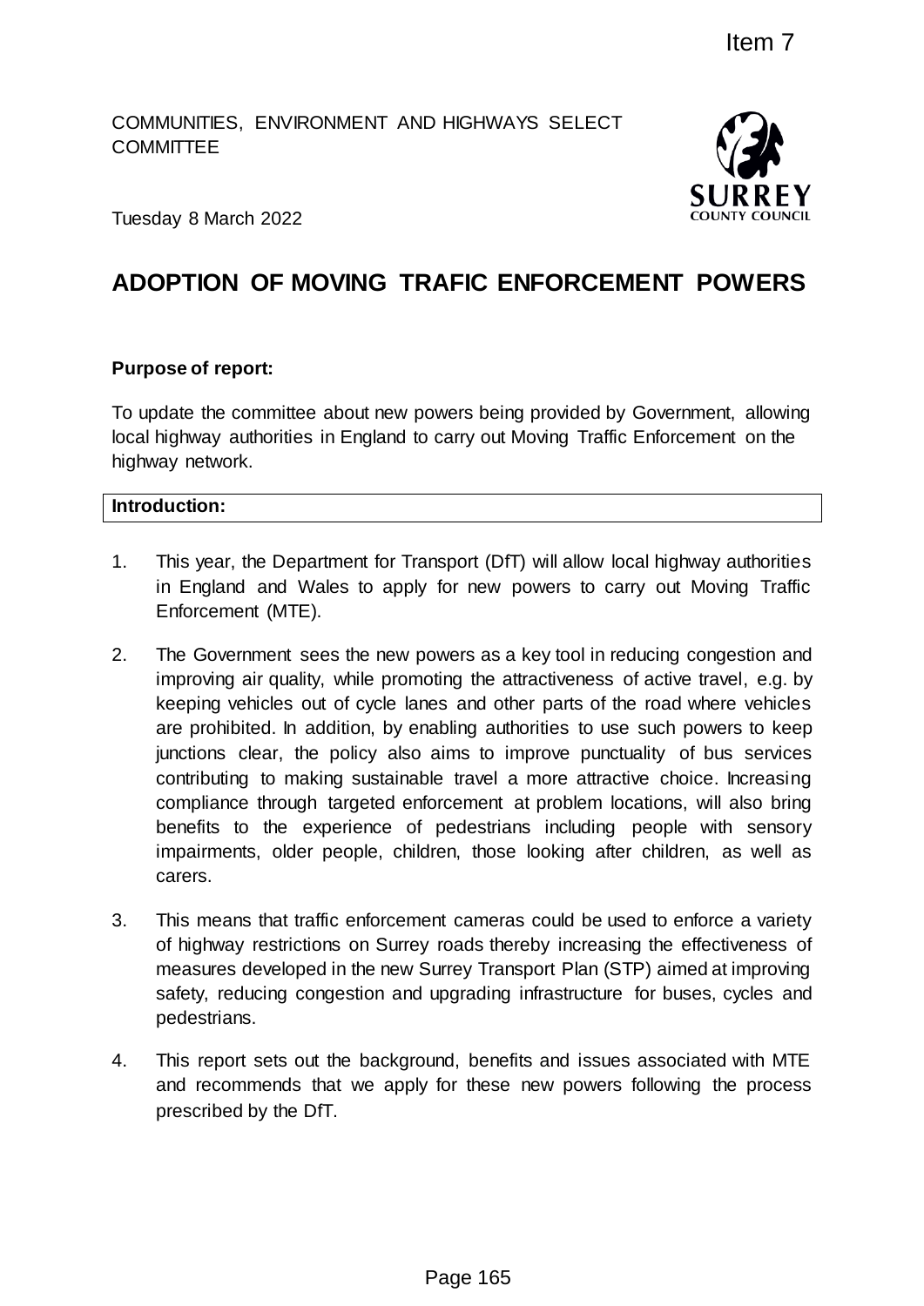Item 7

COMMUNITIES, ENVIRONMENT AND HIGHWAYS SELECT COMMITTEE

Tuesday 8 March 2022

# ADOPTION OF MOVING TRAFIC ENFORCEMENT POWERS

**Purpose of report:**

To update the committee about new powers being provided by Government, allowing local highway authorities in England to carry out Moving Traffic Enforcement on the highway network.

## Introduction:

1. This year, the Department for Transport (DfT) will allow local highway authorities in England and Wales to apply for new powers to carry out Moving Traffic Enforcement (MTE).

2. The Government sees the new powers as a key tool in reducing congestion and improving air quality, while promoting the attractiveness of active travel, e.g. by keeping vehicles out of cycle lanes and other parts of the road where vehicles are prohibited. In addition, by enabling authorities to use such powers to keep junctions clear, the policy also aims to improve punctuality of bus services contributing to making sustainable travel a more attractive choice. Increasing compliance through targeted enforcement at problem locations, will also bring benefits to the experience of pedestrians including people with sensory impairments, older people, children, those looking after children, as well as carers.

3. This means that traffic enforcement cameras could be used to enforce a variety of highway restrictions on Surrey roads thereby increasing the effectiveness of measures developed in the new Surrey Transport Plan (STP) aimed at improving safety, reducing congestion and upgrading infrastructure for buses, cycles and pedestrians.

4. This report sets out the background, benefits and issues associated with MTE and recommends that we apply for these new powers following the process prescribed by the DfT.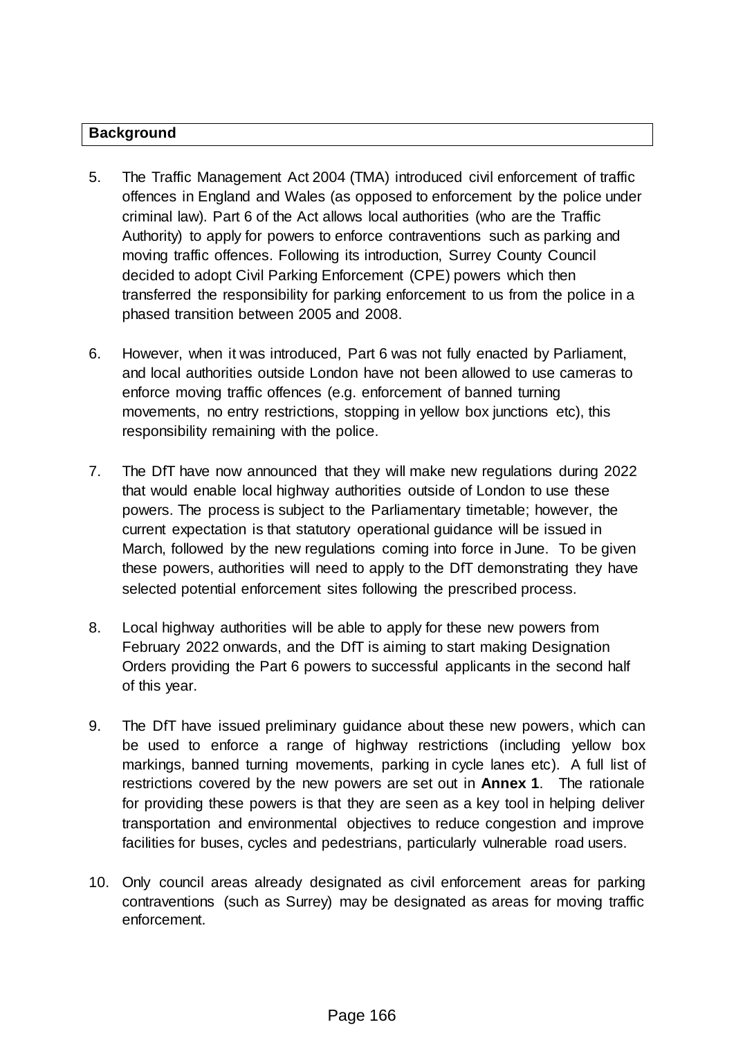## Background

5. The Traffic Management Act 2004 (TMA) introduced civil enforcement of traffic offences in England and Wales (as opposed to enforcement by the police under criminal law). Part 6 of the Act allows local authorities (who are the Traffic Authority) to apply for powers to enforce contraventions such as parking and moving traffic offences. Following its introduction, Surrey County Council decided to adopt Civil Parking Enforcement (CPE) powers which then transferred the responsibility for parking enforcement to us from the police in a phased transition between 2005 and 2008.

6. However, when it was introduced, Part 6 was not fully enacted by Parliament, and local authorities outside London have not been allowed to use cameras to enforce moving traffic offences (e.g. enforcement of banned turning movements, no entry restrictions, stopping in yellow box junctions etc), this responsibility remaining with the police.

7. The DfT have now announced that they will make new regulations during 2022 that would enable local highway authorities outside of London to use these powers. The process is subject to the Parliamentary timetable; however, the current expectation is that statutory operational guidance will be issued in March, followed by the new regulations coming into force in June. To be given these powers, authorities will need to apply to the DfT demonstrating they have selected potential enforcement sites following the prescribed process.

8. Local highway authorities will be able to apply for these new powers from February 2022 onwards, and the DfT is aiming to start making Designation Orders providing the Part 6 powers to successful applicants in the second half of this year.

9. The DfT have issued preliminary guidance about these new powers, which can be used to enforce a range of highway restrictions (including yellow box markings, banned turning movements, parking in cycle lanes etc). A full list of restrictions covered by the new powers are set out in **Annex 1**. The rationale for providing these powers is that they are seen as a key tool in helping deliver transportation and environmental objectives to reduce congestion and improve facilities for buses, cycles and pedestrians, particularly vulnerable road users.

10. Only council areas already designated as civil enforcement areas for parking contraventions (such as Surrey) may be designated as areas for moving traffic enforcement.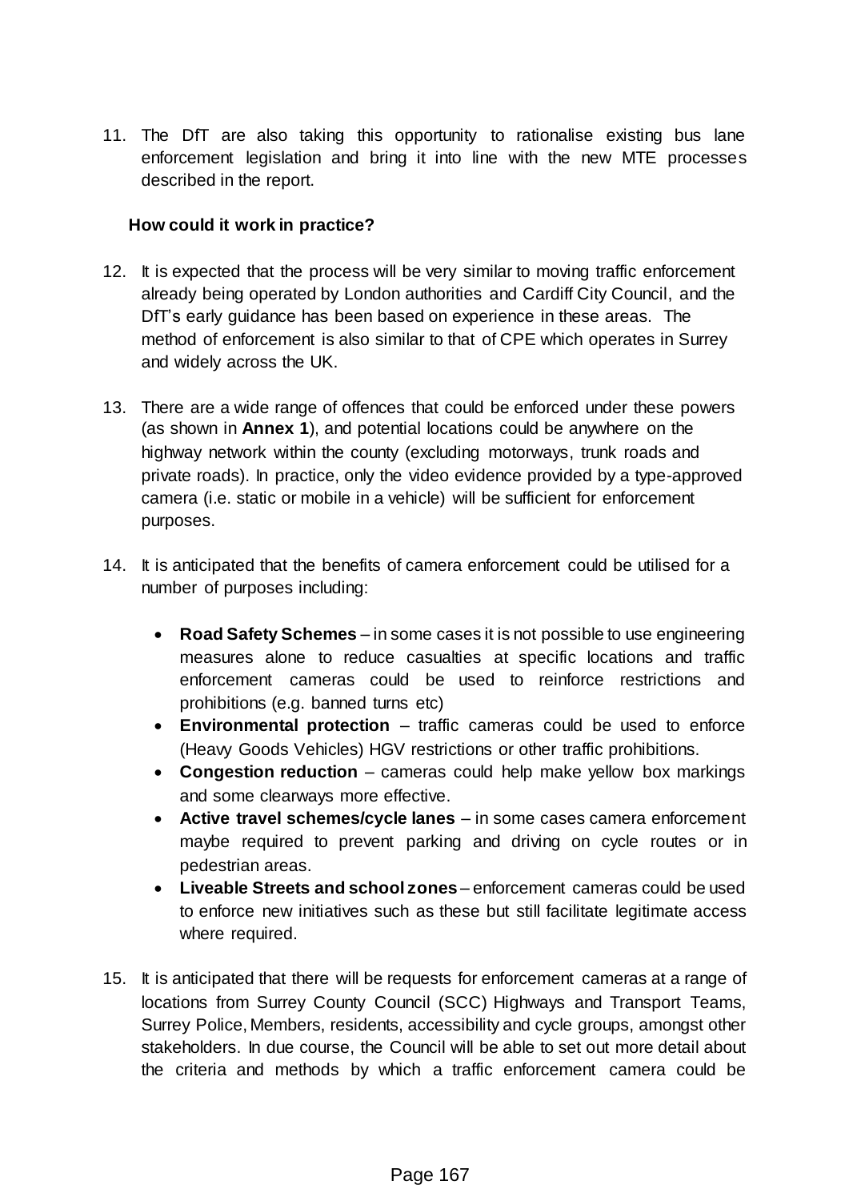11. The DfT are also taking this opportunity to rationalise existing bus lane enforcement legislation and bring it into line with the new MTE processes described in the report.

**How could it work in practice?**

12. It is expected that the process will be very similar to moving traffic enforcement already being operated by London authorities and Cardiff City Council, and the DfT's early guidance has been based on experience in these areas. The method of enforcement is also similar to that of CPE which operates in Surrey and widely across the UK.

13. There are a wide range of offences that could be enforced under these powers (as shown in **Annex 1**), and potential locations could be anywhere on the highway network within the county (excluding motorways, trunk roads and private roads). In practice, only the video evidence provided by a type-approved camera (i.e. static or mobile in a vehicle) will be sufficient for enforcement purposes.

14. It is anticipated that the benefits of camera enforcement could be utilised for a number of purposes including:

    - **Road Safety Schemes** – in some cases it is not possible to use engineering measures alone to reduce casualties at specific locations and traffic enforcement cameras could be used to reinforce restrictions and prohibitions (e.g. banned turns etc)
    - **Environmental protection** – traffic cameras could be used to enforce (Heavy Goods Vehicles) HGV restrictions or other traffic prohibitions.
    - **Congestion reduction** – cameras could help make yellow box markings and some clearways more effective.
    - **Active travel schemes/cycle lanes** – in some cases camera enforcement maybe required to prevent parking and driving on cycle routes or in pedestrian areas.
    - **Liveable Streets and school zones** – enforcement cameras could be used to enforce new initiatives such as these but still facilitate legitimate access where required.

15. It is anticipated that there will be requests for enforcement cameras at a range of locations from Surrey County Council (SCC) Highways and Transport Teams, Surrey Police, Members, residents, accessibility and cycle groups, amongst other stakeholders. In due course, the Council will be able to set out more detail about the criteria and methods by which a traffic enforcement camera could be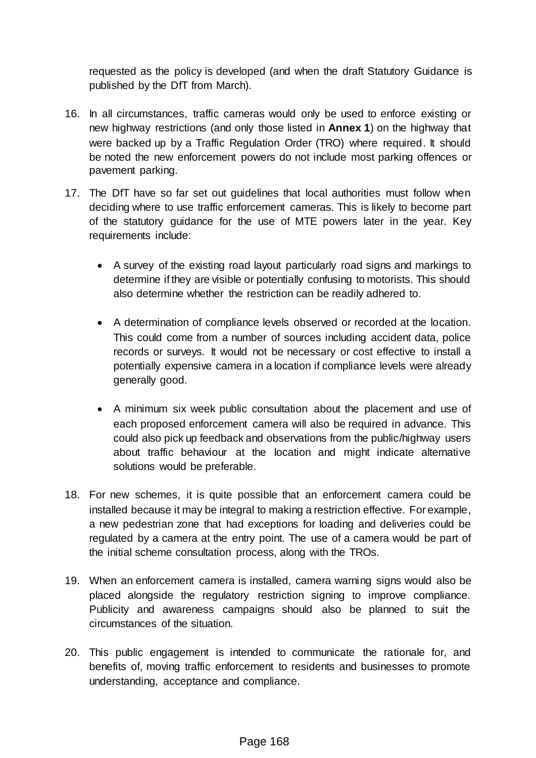requested as the policy is developed (and when the draft Statutory Guidance is published by the DfT from March).

16. In all circumstances, traffic cameras would only be used to enforce existing or new highway restrictions (and only those listed in **Annex 1**) on the highway that were backed up by a Traffic Regulation Order (TRO) where required. It should be noted the new enforcement powers do not include most parking offences or pavement parking.

17. The DfT have so far set out guidelines that local authorities must follow when deciding where to use traffic enforcement cameras. This is likely to become part of the statutory guidance for the use of MTE powers later in the year. Key requirements include:

    - A survey of the existing road layout particularly road signs and markings to determine if they are visible or potentially confusing to motorists. This should also determine whether the restriction can be readily adhered to.

    - A determination of compliance levels observed or recorded at the location. This could come from a number of sources including accident data, police records or surveys. It would not be necessary or cost effective to install a potentially expensive camera in a location if compliance levels were already generally good.

    - A minimum six week public consultation about the placement and use of each proposed enforcement camera will also be required in advance. This could also pick up feedback and observations from the public/highway users about traffic behaviour at the location and might indicate alternative solutions would be preferable.

18. For new schemes, it is quite possible that an enforcement camera could be installed because it may be integral to making a restriction effective. For example, a new pedestrian zone that had exceptions for loading and deliveries could be regulated by a camera at the entry point. The use of a camera would be part of the initial scheme consultation process, along with the TROs.

19. When an enforcement camera is installed, camera warning signs would also be placed alongside the regulatory restriction signing to improve compliance. Publicity and awareness campaigns should also be planned to suit the circumstances of the situation.

20. This public engagement is intended to communicate the rationale for, and benefits of, moving traffic enforcement to residents and businesses to promote understanding, acceptance and compliance.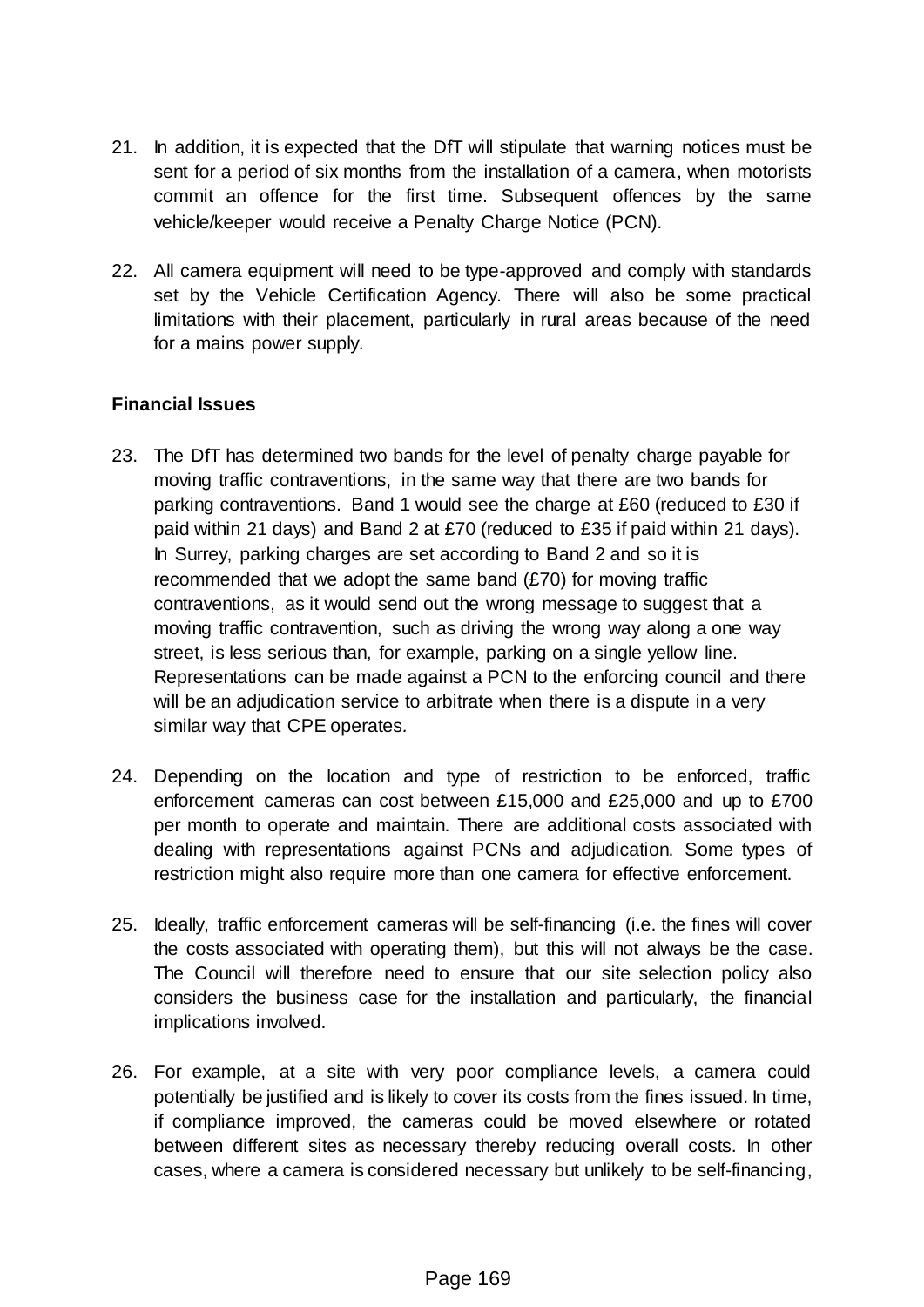21. In addition, it is expected that the DfT will stipulate that warning notices must be sent for a period of six months from the installation of a camera, when motorists commit an offence for the first time. Subsequent offences by the same vehicle/keeper would receive a Penalty Charge Notice (PCN).

22. All camera equipment will need to be type-approved and comply with standards set by the Vehicle Certification Agency. There will also be some practical limitations with their placement, particularly in rural areas because of the need for a mains power supply.

**Financial Issues**

23. The DfT has determined two bands for the level of penalty charge payable for moving traffic contraventions, in the same way that there are two bands for parking contraventions. Band 1 would see the charge at £60 (reduced to £30 if paid within 21 days) and Band 2 at £70 (reduced to £35 if paid within 21 days). In Surrey, parking charges are set according to Band 2 and so it is recommended that we adopt the same band (£70) for moving traffic contraventions, as it would send out the wrong message to suggest that a moving traffic contravention, such as driving the wrong way along a one way street, is less serious than, for example, parking on a single yellow line. Representations can be made against a PCN to the enforcing council and there will be an adjudication service to arbitrate when there is a dispute in a very similar way that CPE operates.

24. Depending on the location and type of restriction to be enforced, traffic enforcement cameras can cost between £15,000 and £25,000 and up to £700 per month to operate and maintain. There are additional costs associated with dealing with representations against PCNs and adjudication. Some types of restriction might also require more than one camera for effective enforcement.

25. Ideally, traffic enforcement cameras will be self-financing (i.e. the fines will cover the costs associated with operating them), but this will not always be the case. The Council will therefore need to ensure that our site selection policy also considers the business case for the installation and particularly, the financial implications involved.

26. For example, at a site with very poor compliance levels, a camera could potentially be justified and is likely to cover its costs from the fines issued. In time, if compliance improved, the cameras could be moved elsewhere or rotated between different sites as necessary thereby reducing overall costs. In other cases, where a camera is considered necessary but unlikely to be self-financing,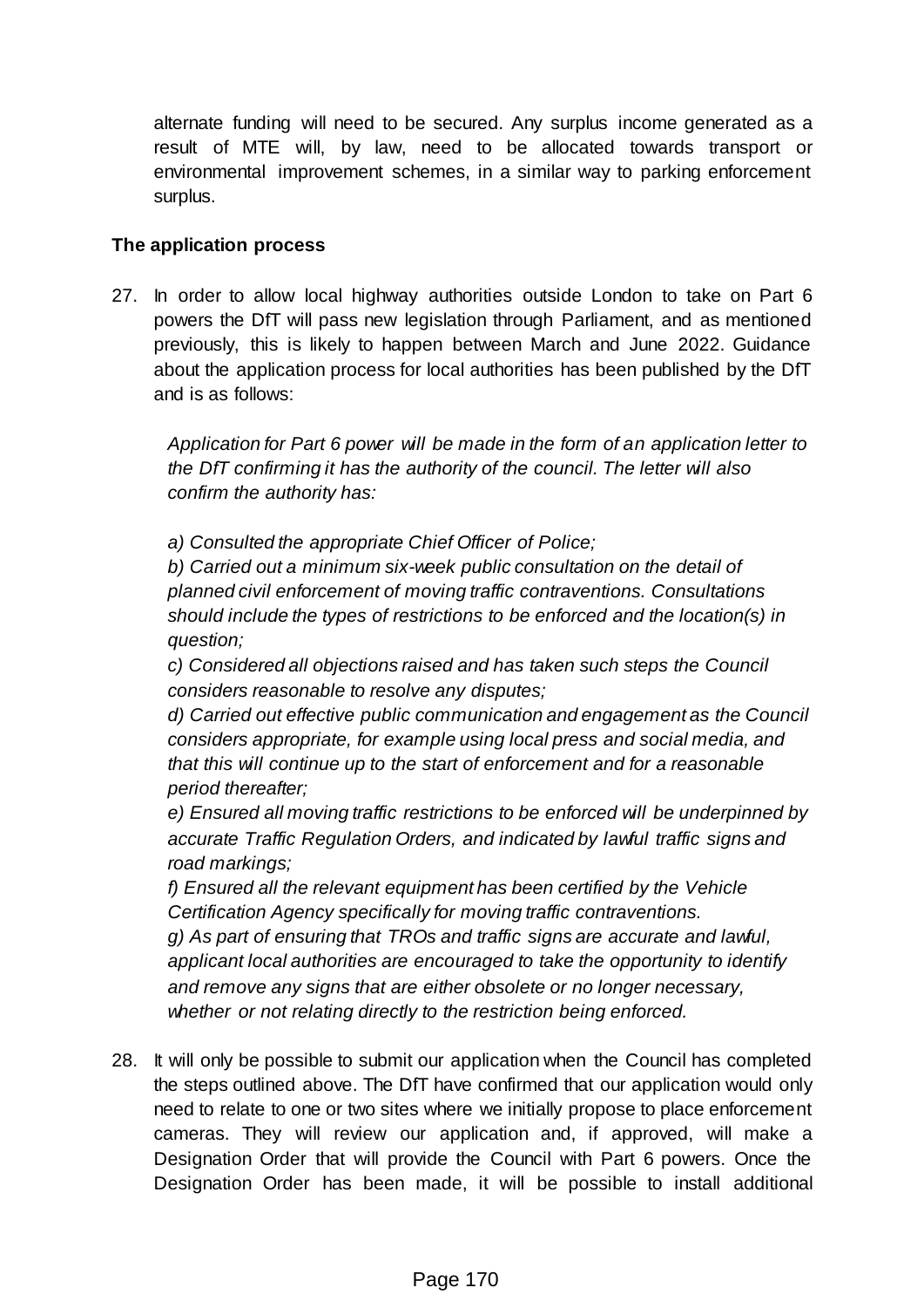alternate funding will need to be secured. Any surplus income generated as a result of MTE will, by law, need to be allocated towards transport or environmental improvement schemes, in a similar way to parking enforcement surplus.

**The application process**

27. In order to allow local highway authorities outside London to take on Part 6 powers the DfT will pass new legislation through Parliament, and as mentioned previously, this is likely to happen between March and June 2022. Guidance about the application process for local authorities has been published by the DfT and is as follows:

    *Application for Part 6 power will be made in the form of an application letter to the DfT confirming it has the authority of the council. The letter will also confirm the authority has:*

    *a) Consulted the appropriate Chief Officer of Police;*
    *b) Carried out a minimum six-week public consultation on the detail of planned civil enforcement of moving traffic contraventions. Consultations should include the types of restrictions to be enforced and the location(s) in question;*
    *c) Considered all objections raised and has taken such steps the Council considers reasonable to resolve any disputes;*
    *d) Carried out effective public communication and engagement as the Council considers appropriate, for example using local press and social media, and that this will continue up to the start of enforcement and for a reasonable period thereafter;*
    *e) Ensured all moving traffic restrictions to be enforced will be underpinned by accurate Traffic Regulation Orders, and indicated by lawful traffic signs and road markings;*
    *f) Ensured all the relevant equipment has been certified by the Vehicle Certification Agency specifically for moving traffic contraventions.*
    *g) As part of ensuring that TROs and traffic signs are accurate and lawful, applicant local authorities are encouraged to take the opportunity to identify and remove any signs that are either obsolete or no longer necessary, whether or not relating directly to the restriction being enforced.*

28. It will only be possible to submit our application when the Council has completed the steps outlined above. The DfT have confirmed that our application would only need to relate to one or two sites where we initially propose to place enforcement cameras. They will review our application and, if approved, will make a Designation Order that will provide the Council with Part 6 powers. Once the Designation Order has been made, it will be possible to install additional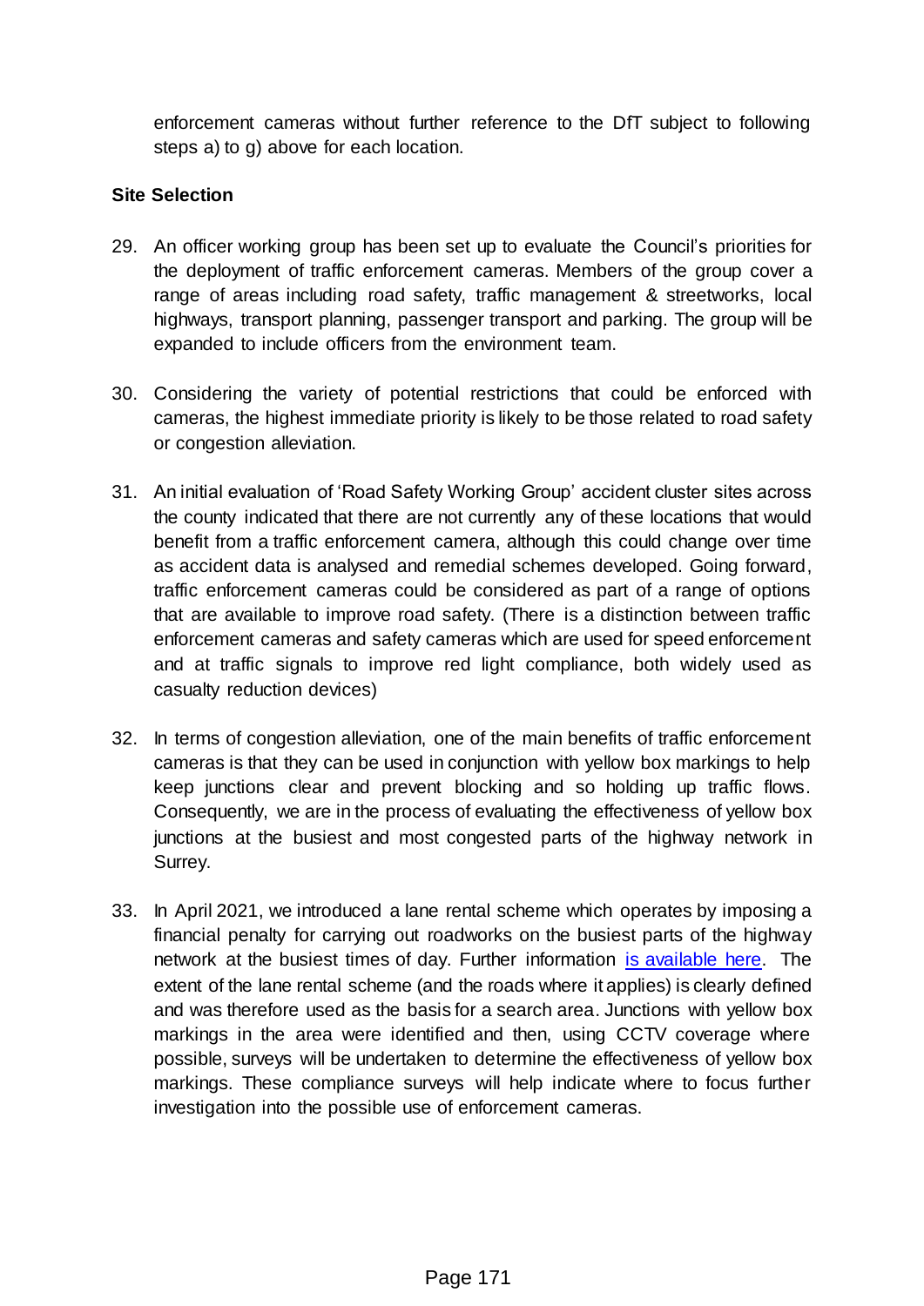enforcement cameras without further reference to the DfT subject to following steps a) to g) above for each location.

**Site Selection**

29. An officer working group has been set up to evaluate the Council's priorities for the deployment of traffic enforcement cameras. Members of the group cover a range of areas including road safety, traffic management & streetworks, local highways, transport planning, passenger transport and parking. The group will be expanded to include officers from the environment team.

30. Considering the variety of potential restrictions that could be enforced with cameras, the highest immediate priority is likely to be those related to road safety or congestion alleviation.

31. An initial evaluation of 'Road Safety Working Group' accident cluster sites across the county indicated that there are not currently any of these locations that would benefit from a traffic enforcement camera, although this could change over time as accident data is analysed and remedial schemes developed. Going forward, traffic enforcement cameras could be considered as part of a range of options that are available to improve road safety. (There is a distinction between traffic enforcement cameras and safety cameras which are used for speed enforcement and at traffic signals to improve red light compliance, both widely used as casualty reduction devices)

32. In terms of congestion alleviation, one of the main benefits of traffic enforcement cameras is that they can be used in conjunction with yellow box markings to help keep junctions clear and prevent blocking and so holding up traffic flows. Consequently, we are in the process of evaluating the effectiveness of yellow box junctions at the busiest and most congested parts of the highway network in Surrey.

33. In April 2021, we introduced a lane rental scheme which operates by imposing a financial penalty for carrying out roadworks on the busiest parts of the highway network at the busiest times of day. Further information is available here. The extent of the lane rental scheme (and the roads where it applies) is clearly defined and was therefore used as the basis for a search area. Junctions with yellow box markings in the area were identified and then, using CCTV coverage where possible, surveys will be undertaken to determine the effectiveness of yellow box markings. These compliance surveys will help indicate where to focus further investigation into the possible use of enforcement cameras.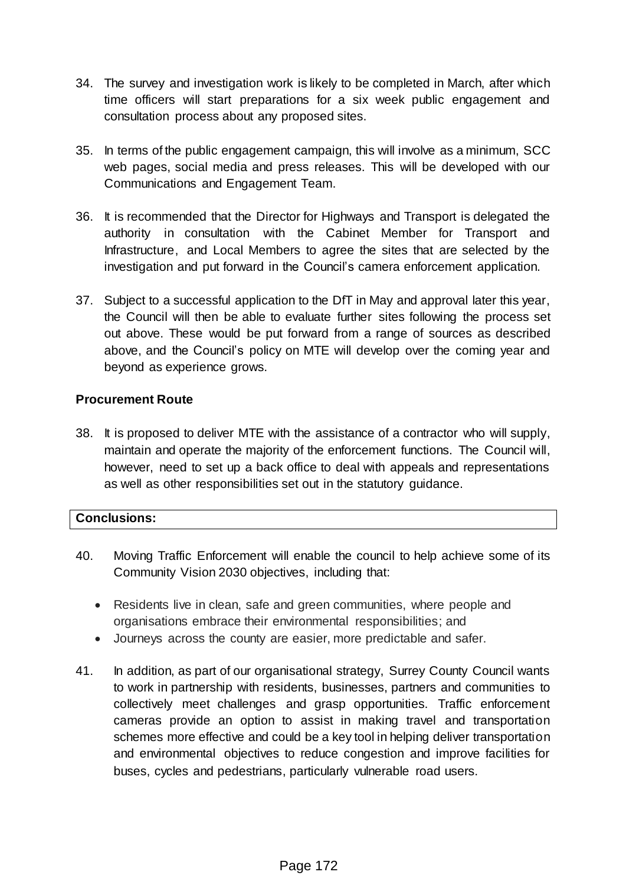34. The survey and investigation work is likely to be completed in March, after which time officers will start preparations for a six week public engagement and consultation process about any proposed sites.

35. In terms of the public engagement campaign, this will involve as a minimum, SCC web pages, social media and press releases. This will be developed with our Communications and Engagement Team.

36. It is recommended that the Director for Highways and Transport is delegated the authority in consultation with the Cabinet Member for Transport and Infrastructure, and Local Members to agree the sites that are selected by the investigation and put forward in the Council's camera enforcement application.

37. Subject to a successful application to the DfT in May and approval later this year, the Council will then be able to evaluate further sites following the process set out above. These would be put forward from a range of sources as described above, and the Council's policy on MTE will develop over the coming year and beyond as experience grows.

**Procurement Route**

38. It is proposed to deliver MTE with the assistance of a contractor who will supply, maintain and operate the majority of the enforcement functions. The Council will, however, need to set up a back office to deal with appeals and representations as well as other responsibilities set out in the statutory guidance.

**Conclusions:**

40. Moving Traffic Enforcement will enable the council to help achieve some of its Community Vision 2030 objectives, including that:

    - Residents live in clean, safe and green communities, where people and organisations embrace their environmental responsibilities; and
    - Journeys across the county are easier, more predictable and safer.

41. In addition, as part of our organisational strategy, Surrey County Council wants to work in partnership with residents, businesses, partners and communities to collectively meet challenges and grasp opportunities. Traffic enforcement cameras provide an option to assist in making travel and transportation schemes more effective and could be a key tool in helping deliver transportation and environmental objectives to reduce congestion and improve facilities for buses, cycles and pedestrians, particularly vulnerable road users.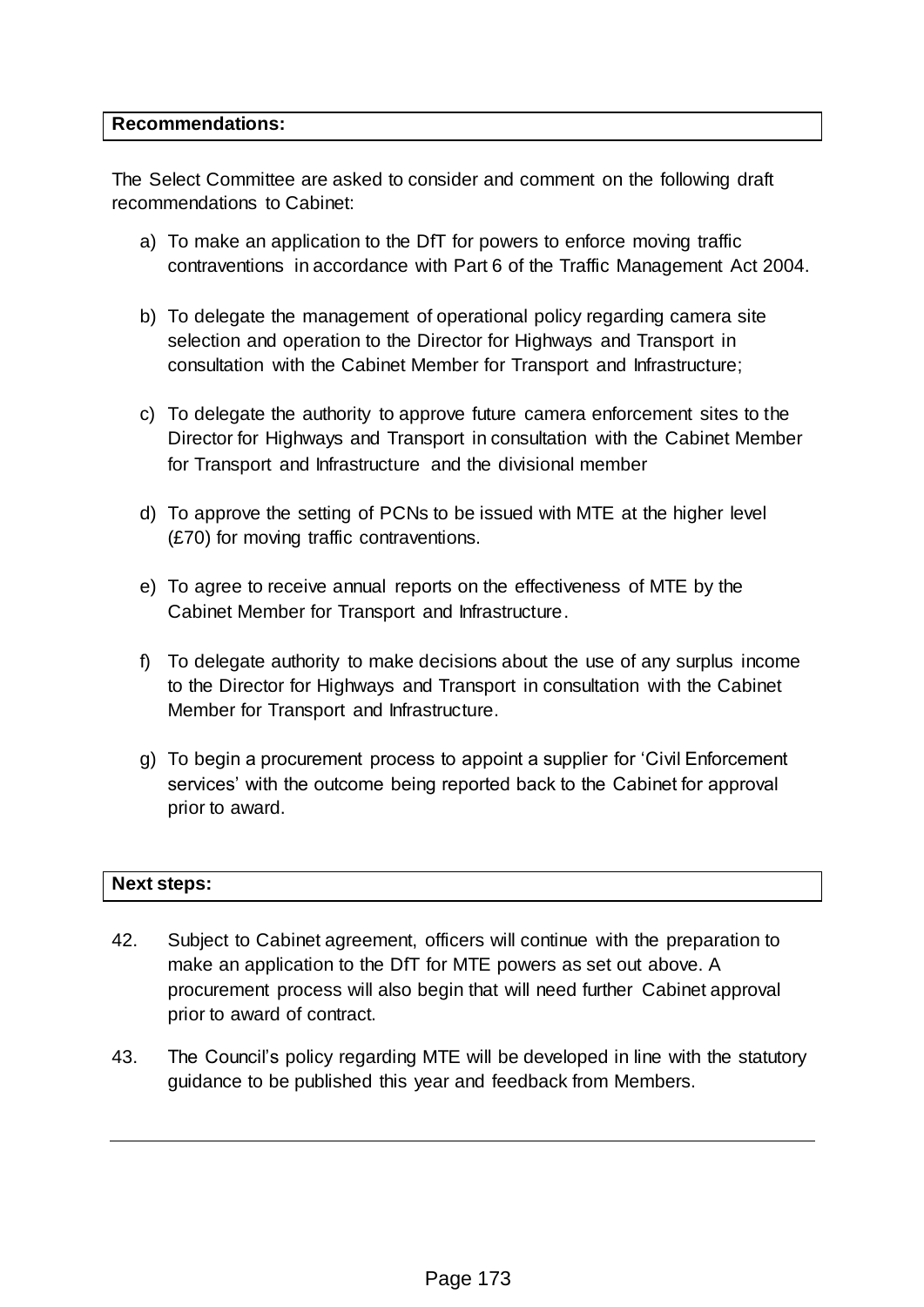**Recommendations:**

The Select Committee are asked to consider and comment on the following draft recommendations to Cabinet:

a) To make an application to the DfT for powers to enforce moving traffic contraventions in accordance with Part 6 of the Traffic Management Act 2004.

b) To delegate the management of operational policy regarding camera site selection and operation to the Director for Highways and Transport in consultation with the Cabinet Member for Transport and Infrastructure;

c) To delegate the authority to approve future camera enforcement sites to the Director for Highways and Transport in consultation with the Cabinet Member for Transport and Infrastructure and the divisional member

d) To approve the setting of PCNs to be issued with MTE at the higher level (£70) for moving traffic contraventions.

e) To agree to receive annual reports on the effectiveness of MTE by the Cabinet Member for Transport and Infrastructure.

f) To delegate authority to make decisions about the use of any surplus income to the Director for Highways and Transport in consultation with the Cabinet Member for Transport and Infrastructure.

g) To begin a procurement process to appoint a supplier for 'Civil Enforcement services' with the outcome being reported back to the Cabinet for approval prior to award.

**Next steps:**

42. Subject to Cabinet agreement, officers will continue with the preparation to make an application to the DfT for MTE powers as set out above. A procurement process will also begin that will need further Cabinet approval prior to award of contract.

43. The Council's policy regarding MTE will be developed in line with the statutory guidance to be published this year and feedback from Members.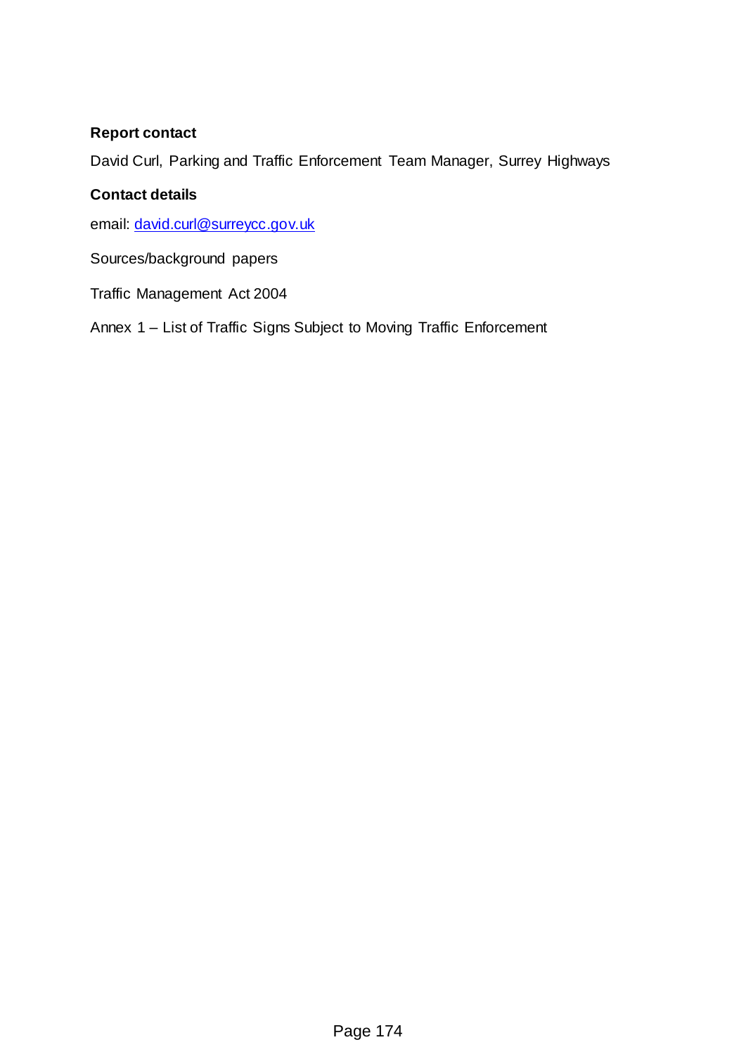**Report contact**

David Curl, Parking and Traffic Enforcement Team Manager, Surrey Highways

**Contact details**

email: [david.curl@surreycc.gov.uk](mailto:david.curl@surreycc.gov.uk)

Sources/background papers

Traffic Management Act 2004

Annex 1 – List of Traffic Signs Subject to Moving Traffic Enforcement